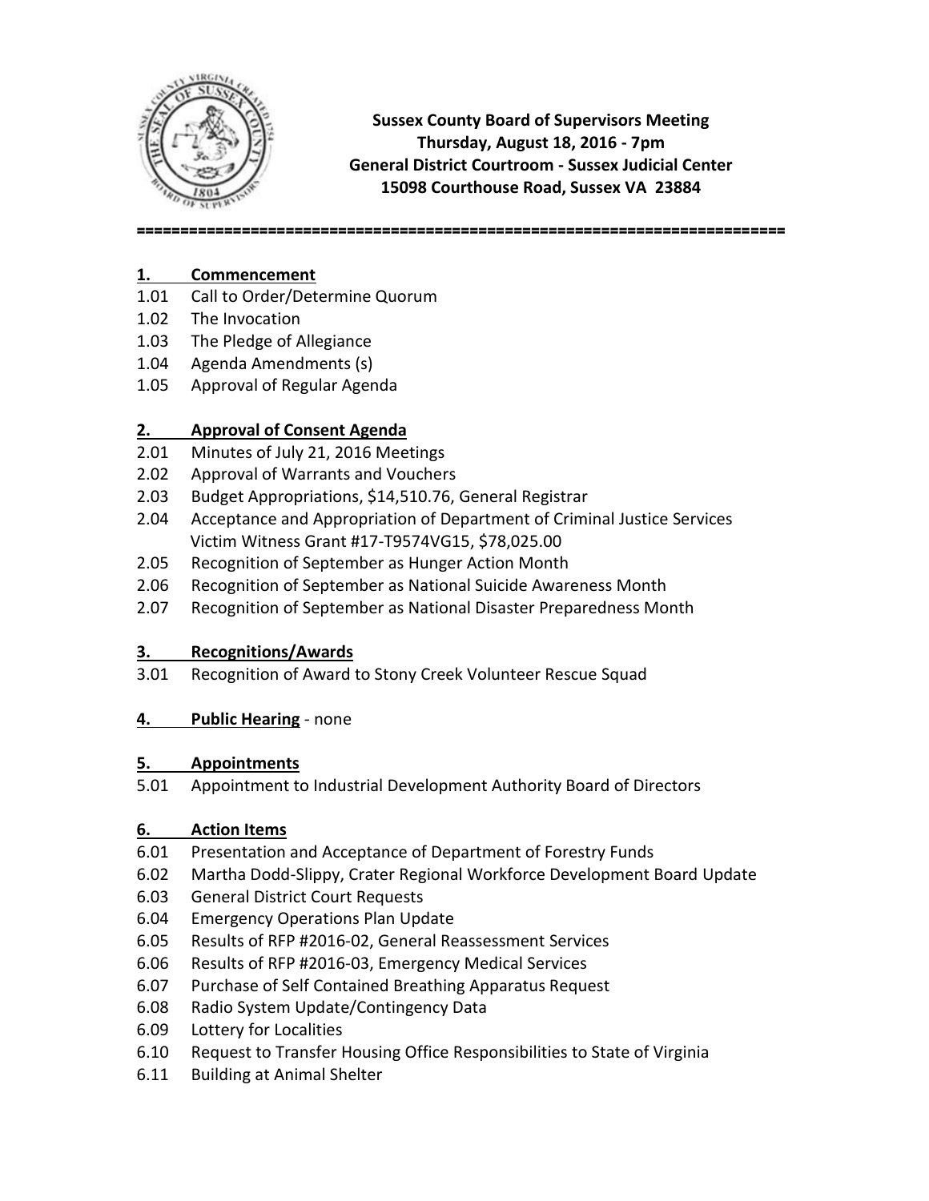**Sussex County Board of Supervisors Meeting**
**Thursday, August 18, 2016 - 7pm**
**General District Courtroom - Sussex Judicial Center**
**15098 Courthouse Road, Sussex VA 23884**

===========================================================================

## 1. Commencement

1.01 Call to Order/Determine Quorum
1.02 The Invocation
1.03 The Pledge of Allegiance
1.04 Agenda Amendments (s)
1.05 Approval of Regular Agenda

## 2. Approval of Consent Agenda

2.01 Minutes of July 21, 2016 Meetings
2.02 Approval of Warrants and Vouchers
2.03 Budget Appropriations, $14,510.76, General Registrar
2.04 Acceptance and Appropriation of Department of Criminal Justice Services Victim Witness Grant #17-T9574VG15, $78,025.00
2.05 Recognition of September as Hunger Action Month
2.06 Recognition of September as National Suicide Awareness Month
2.07 Recognition of September as National Disaster Preparedness Month

## 3. Recognitions/Awards

3.01 Recognition of Award to Stony Creek Volunteer Rescue Squad

## 4. Public Hearing - none

## 5. Appointments

5.01 Appointment to Industrial Development Authority Board of Directors

## 6. Action Items

6.01 Presentation and Acceptance of Department of Forestry Funds
6.02 Martha Dodd-Slippy, Crater Regional Workforce Development Board Update
6.03 General District Court Requests
6.04 Emergency Operations Plan Update
6.05 Results of RFP #2016-02, General Reassessment Services
6.06 Results of RFP #2016-03, Emergency Medical Services
6.07 Purchase of Self Contained Breathing Apparatus Request
6.08 Radio System Update/Contingency Data
6.09 Lottery for Localities
6.10 Request to Transfer Housing Office Responsibilities to State of Virginia
6.11 Building at Animal Shelter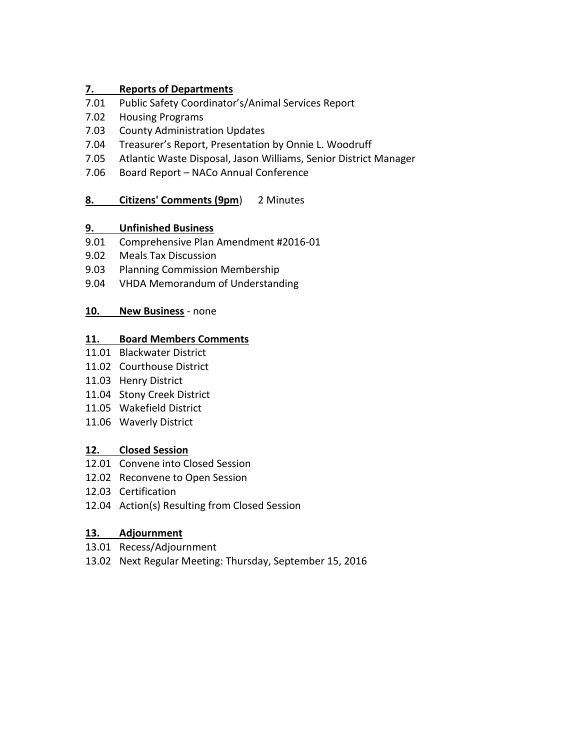**7. Reports of Departments**

7.01 Public Safety Coordinator's/Animal Services Report
7.02 Housing Programs
7.03 County Administration Updates
7.04 Treasurer's Report, Presentation by Onnie L. Woodruff
7.05 Atlantic Waste Disposal, Jason Williams, Senior District Manager
7.06 Board Report – NACo Annual Conference

**8. Citizens' Comments (9pm**) 2 Minutes

**9. Unfinished Business**

9.01 Comprehensive Plan Amendment #2016-01
9.02 Meals Tax Discussion
9.03 Planning Commission Membership
9.04 VHDA Memorandum of Understanding

**10. New Business** - none

**11. Board Members Comments**

11.01 Blackwater District
11.02 Courthouse District
11.03 Henry District
11.04 Stony Creek District
11.05 Wakefield District
11.06 Waverly District

**12. Closed Session**

12.01 Convene into Closed Session
12.02 Reconvene to Open Session
12.03 Certification
12.04 Action(s) Resulting from Closed Session

**13. Adjournment**

13.01 Recess/Adjournment
13.02 Next Regular Meeting: Thursday, September 15, 2016